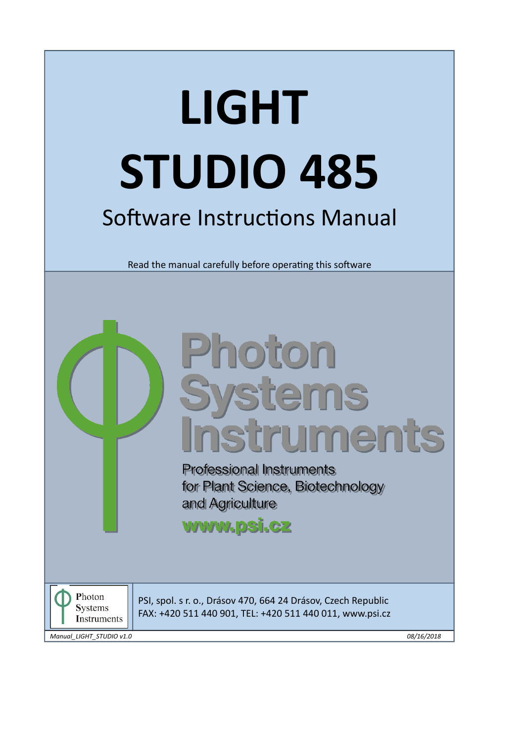# LIGHT STUDIO 485

## Software Instructions Manual

Read the manual carefully before operating this software

Photon Systems Instruments

Professional Instruments
for Plant Science, Biotechnology
and Agriculture

www.psi.cz

PSI, spol. s r. o., Drásov 470, 664 24 Drásov, Czech Republic
FAX: +420 511 440 901, TEL: +420 511 440 011, www.psi.cz

*Manual_LIGHT_STUDIO v1.0* *08/16/2018*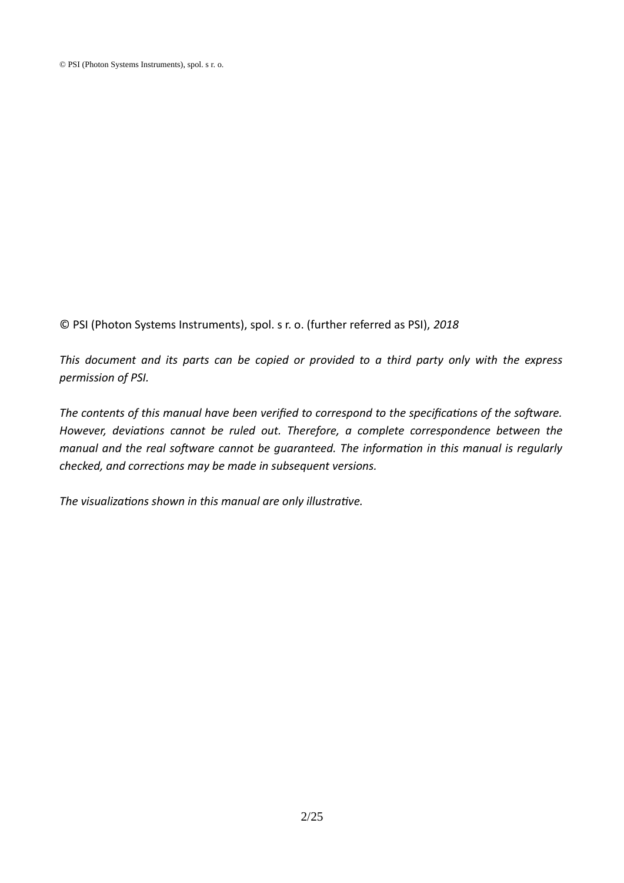© PSI (Photon Systems Instruments), spol. s r. o. (further referred as PSI), *2018*

*This document and its parts can be copied or provided to a third party only with the express permission of PSI.*

*The contents of this manual have been verified to correspond to the specifications of the software. However, deviations cannot be ruled out. Therefore, a complete correspondence between the manual and the real software cannot be guaranteed. The information in this manual is regularly checked, and corrections may be made in subsequent versions.*

*The visualizations shown in this manual are only illustrative.*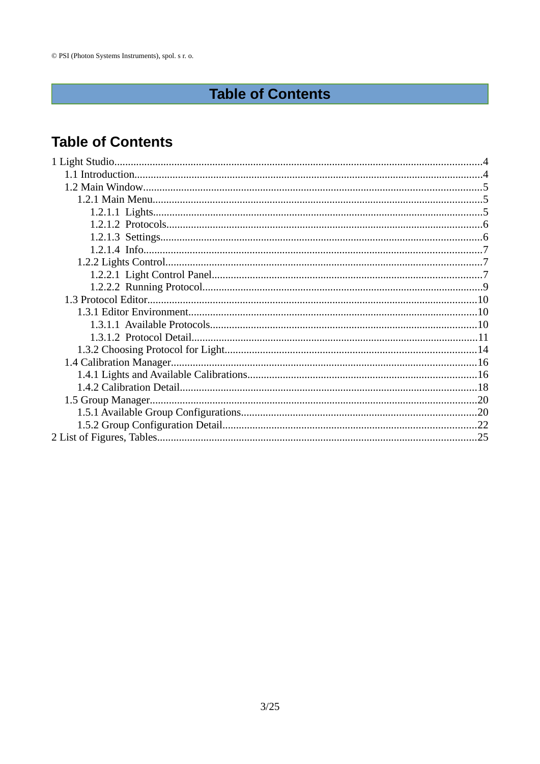# Table of Contents

## Table of Contents

1 Light Studio....................................................................................................................4
  1.1 Introduction.............................................................................................................4
  1.2 Main Window..........................................................................................................5
    1.2.1 Main Menu........................................................................................................5
      1.2.1.1 Lights.........................................................................................................5
      1.2.1.2 Protocols....................................................................................................6
      1.2.1.3 Settings......................................................................................................6
      1.2.1.4 Info.............................................................................................................7
    1.2.2 Lights Control....................................................................................................7
      1.2.2.1 Light Control Panel.....................................................................................7
      1.2.2.2 Running Protocol........................................................................................9
  1.3 Protocol Editor.......................................................................................................10
    1.3.1 Editor Environment..........................................................................................10
      1.3.1.1 Available Protocols...................................................................................10
      1.3.1.2 Protocol Detail..........................................................................................11
    1.3.2 Choosing Protocol for Light.............................................................................14
  1.4 Calibration Manager..............................................................................................16
    1.4.1 Lights and Available Calibrations....................................................................16
    1.4.2 Calibration Detail.............................................................................................18
  1.5 Group Manager......................................................................................................20
    1.5.1 Available Group Configurations......................................................................20
    1.5.2 Group Configuration Detail..............................................................................22
2 List of Figures, Tables...................................................................................................25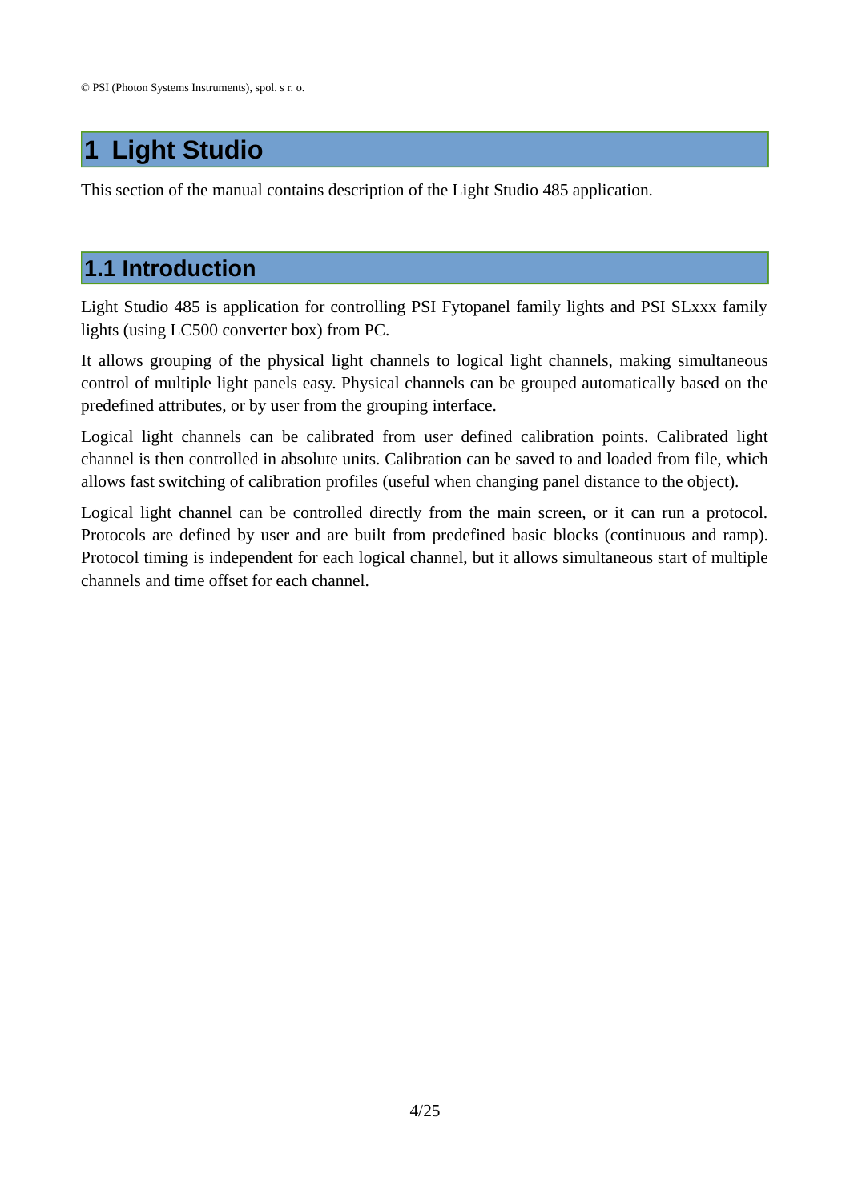# 1 Light Studio

This section of the manual contains description of the Light Studio 485 application.

## 1.1 Introduction

Light Studio 485 is application for controlling PSI Fytopanel family lights and PSI SLxxx family lights (using LC500 converter box) from PC.

It allows grouping of the physical light channels to logical light channels, making simultaneous control of multiple light panels easy. Physical channels can be grouped automatically based on the predefined attributes, or by user from the grouping interface.

Logical light channels can be calibrated from user defined calibration points. Calibrated light channel is then controlled in absolute units. Calibration can be saved to and loaded from file, which allows fast switching of calibration profiles (useful when changing panel distance to the object).

Logical light channel can be controlled directly from the main screen, or it can run a protocol. Protocols are defined by user and are built from predefined basic blocks (continuous and ramp). Protocol timing is independent for each logical channel, but it allows simultaneous start of multiple channels and time offset for each channel.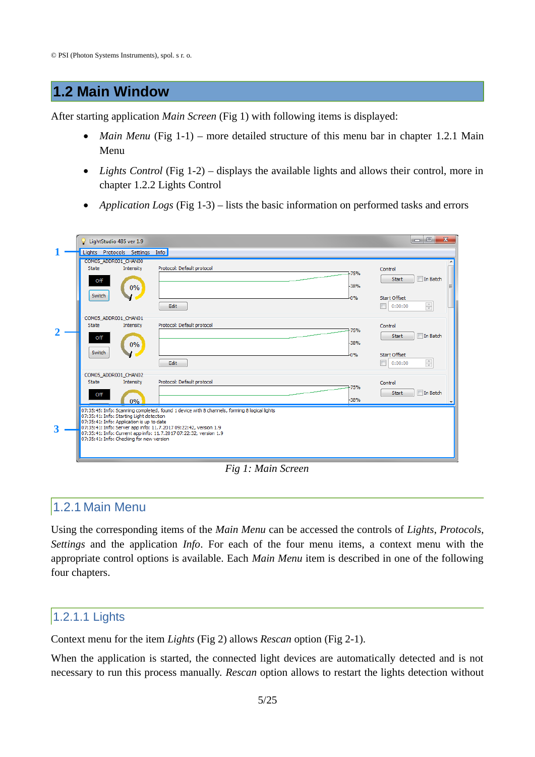## 1.2 Main Window

After starting application *Main Screen* (Fig 1) with following items is displayed:

- *Main Menu* (Fig 1-1) – more detailed structure of this menu bar in chapter 1.2.1 Main Menu
- *Lights Control* (Fig 1-2) – displays the available lights and allows their control, more in chapter 1.2.2 Lights Control
- *Application Logs* (Fig 1-3) – lists the basic information on performed tasks and errors

*Fig 1: Main Screen*

### 1.2.1 Main Menu

Using the corresponding items of the *Main Menu* can be accessed the controls of *Lights*, *Protocols*, *Settings* and the application *Info*. For each of the four menu items, a context menu with the appropriate control options is available. Each *Main Menu* item is described in one of the following four chapters.

#### 1.2.1.1 Lights

Context menu for the item *Lights* (Fig 2) allows *Rescan* option (Fig 2-1).

When the application is started, the connected light devices are automatically detected and is not necessary to run this process manually. *Rescan* option allows to restart the lights detection without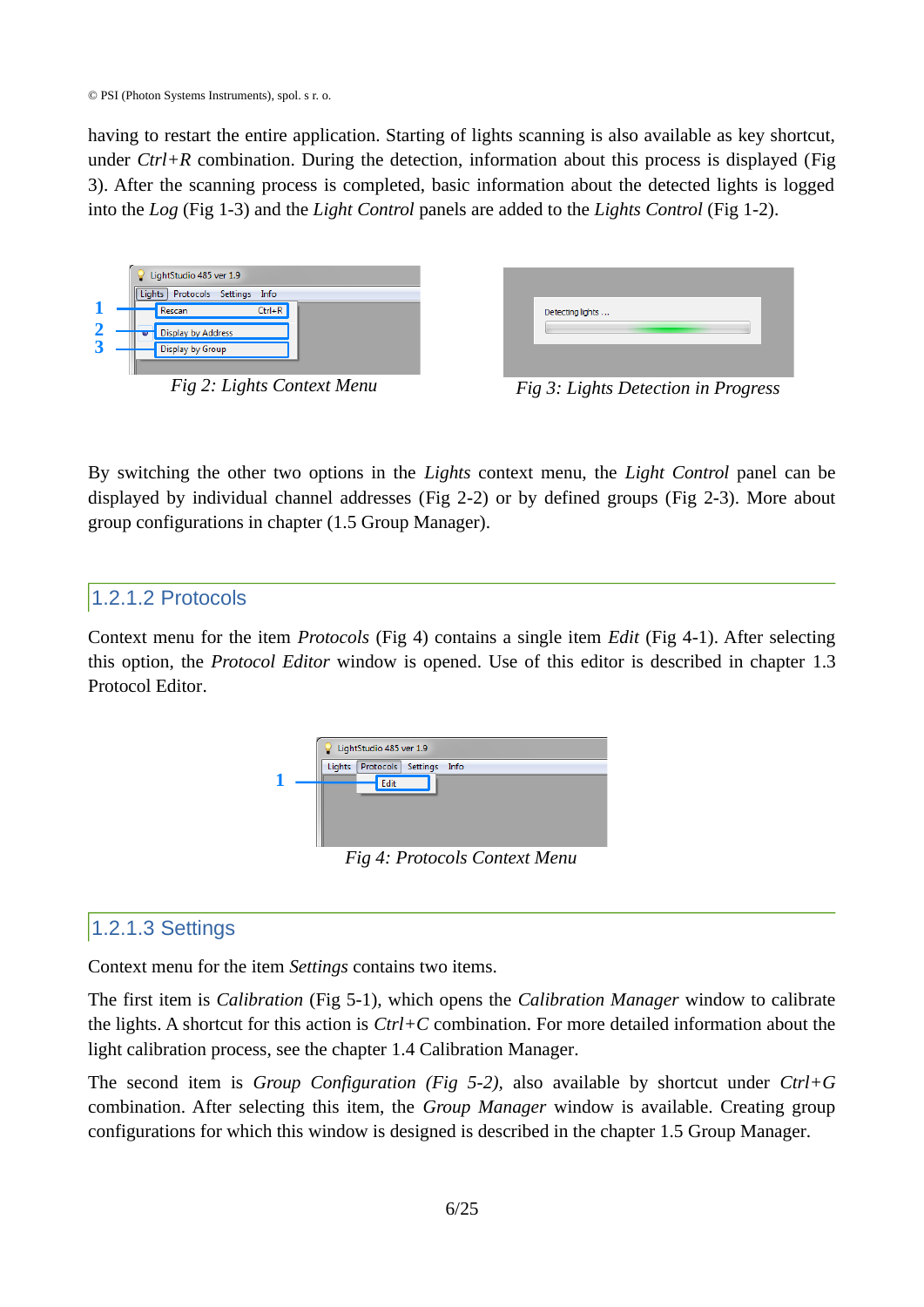having to restart the entire application. Starting of lights scanning is also available as key shortcut, under *Ctrl+R* combination. During the detection, information about this process is displayed (Fig 3). After the scanning process is completed, basic information about the detected lights is logged into the *Log* (Fig 1-3) and the *Light Control* panels are added to the *Lights Control* (Fig 1-2).

*Fig 2: Lights Context Menu*

*Fig 3: Lights Detection in Progress*

By switching the other two options in the *Lights* context menu, the *Light Control* panel can be displayed by individual channel addresses (Fig 2-2) or by defined groups (Fig 2-3). More about group configurations in chapter (1.5 Group Manager).

### 1.2.1.2 Protocols

Context menu for the item *Protocols* (Fig 4) contains a single item *Edit* (Fig 4-1). After selecting this option, the *Protocol Editor* window is opened. Use of this editor is described in chapter 1.3 Protocol Editor.

*Fig 4: Protocols Context Menu*

### 1.2.1.3 Settings

Context menu for the item *Settings* contains two items.

The first item is *Calibration* (Fig 5-1), which opens the *Calibration Manager* window to calibrate the lights. A shortcut for this action is *Ctrl+C* combination. For more detailed information about the light calibration process, see the chapter 1.4 Calibration Manager.

The second item is *Group Configuration (Fig 5-2)*, also available by shortcut under *Ctrl+G* combination. After selecting this item, the *Group Manager* window is available. Creating group configurations for which this window is designed is described in the chapter 1.5 Group Manager.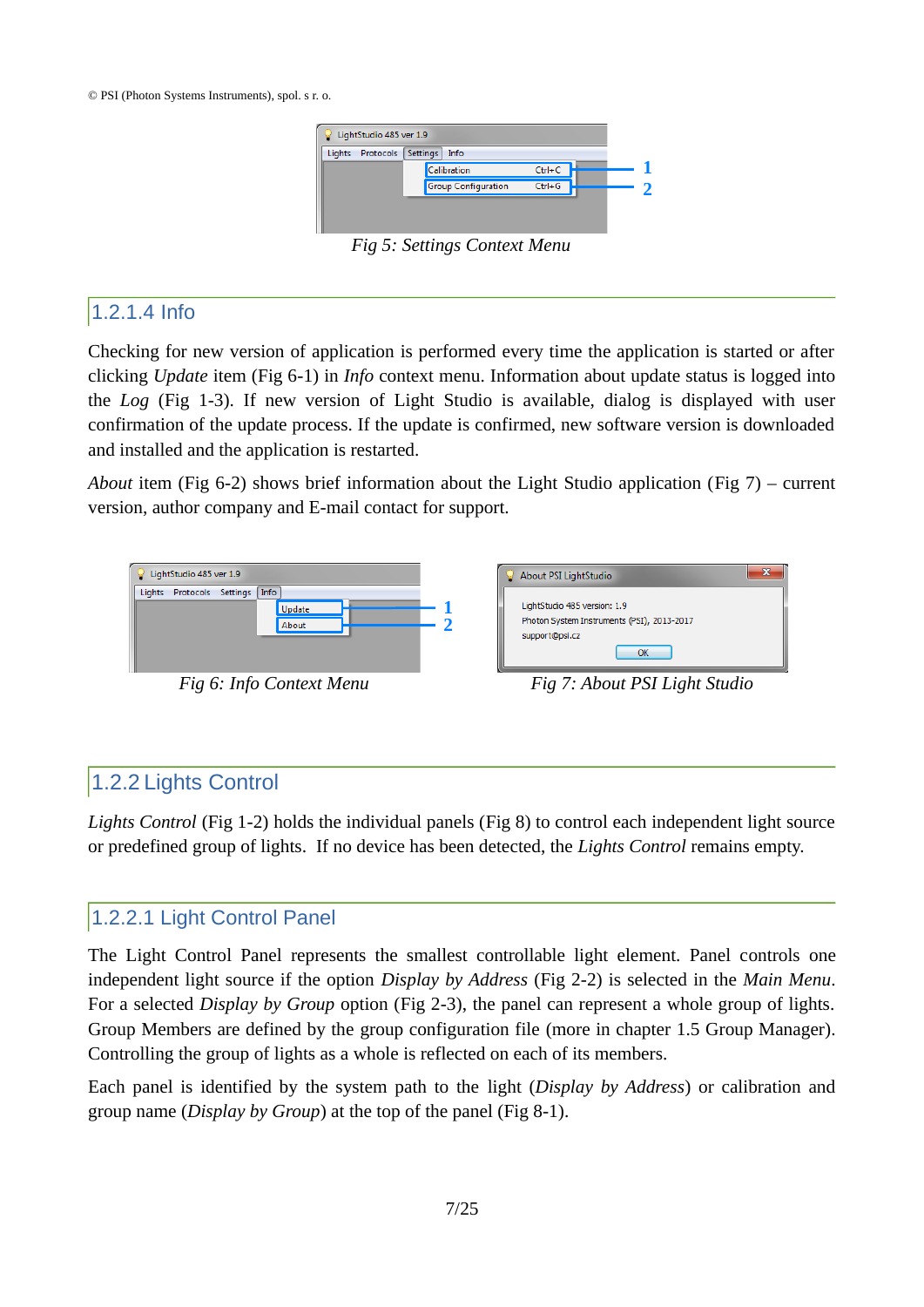Fig 5: Settings Context Menu

### 1.2.1.4 Info

Checking for new version of application is performed every time the application is started or after clicking *Update* item (Fig 6-1) in *Info* context menu. Information about update status is logged into the *Log* (Fig 1-3). If new version of Light Studio is available, dialog is displayed with user confirmation of the update process. If the update is confirmed, new software version is downloaded and installed and the application is restarted.

*About* item (Fig 6-2) shows brief information about the Light Studio application (Fig 7) – current version, author company and E-mail contact for support.

Fig 6: Info Context Menu

Fig 7: About PSI Light Studio

## 1.2.2 Lights Control

*Lights Control* (Fig 1-2) holds the individual panels (Fig 8) to control each independent light source or predefined group of lights. If no device has been detected, the *Lights Control* remains empty.

### 1.2.2.1 Light Control Panel

The Light Control Panel represents the smallest controllable light element. Panel controls one independent light source if the option *Display by Address* (Fig 2-2) is selected in the *Main Menu*. For a selected *Display by Group* option (Fig 2-3), the panel can represent a whole group of lights. Group Members are defined by the group configuration file (more in chapter 1.5 Group Manager). Controlling the group of lights as a whole is reflected on each of its members.

Each panel is identified by the system path to the light (*Display by Address*) or calibration and group name (*Display by Group*) at the top of the panel (Fig 8-1).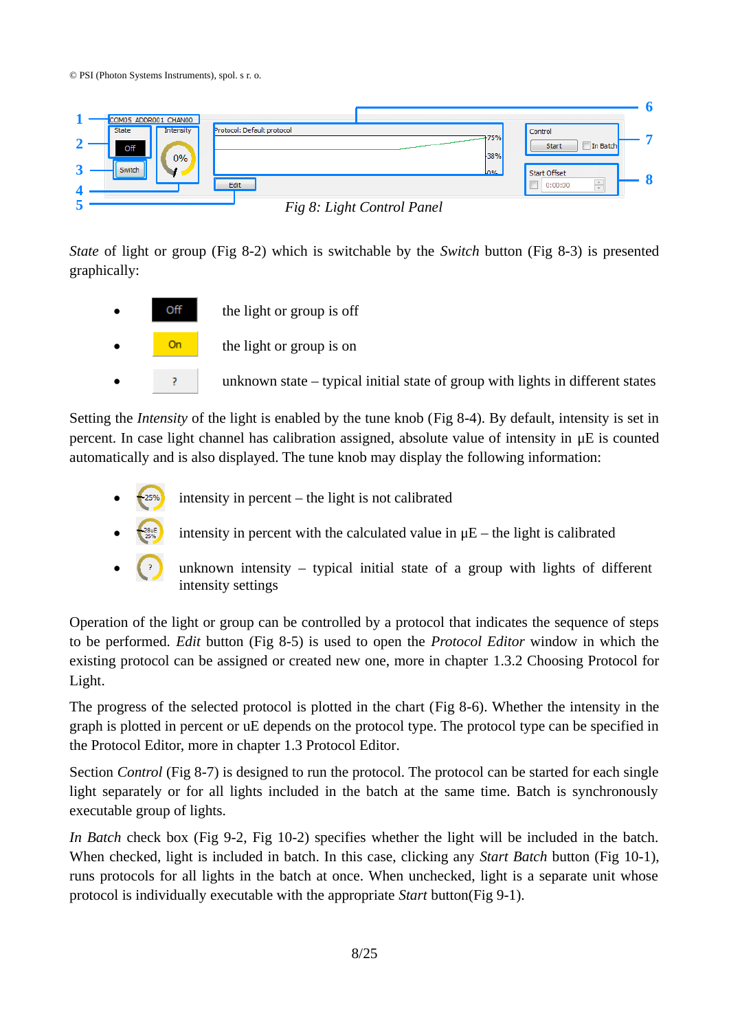*Fig 8: Light Control Panel*

*State* of light or group (Fig 8-2) which is switchable by the *Switch* button (Fig 8-3) is presented graphically:

- Off — the light or group is off
- On — the light or group is on
- ? — unknown state – typical initial state of group with lights in different states

Setting the *Intensity* of the light is enabled by the tune knob (Fig 8-4). By default, intensity is set in percent. In case light channel has calibration assigned, absolute value of intensity in μE is counted automatically and is also displayed. The tune knob may display the following information:

- intensity in percent – the light is not calibrated
- intensity in percent with the calculated value in μE – the light is calibrated
- unknown intensity – typical initial state of a group with lights of different intensity settings

Operation of the light or group can be controlled by a protocol that indicates the sequence of steps to be performed. *Edit* button (Fig 8-5) is used to open the *Protocol Editor* window in which the existing protocol can be assigned or created new one, more in chapter 1.3.2 Choosing Protocol for Light.

The progress of the selected protocol is plotted in the chart (Fig 8-6). Whether the intensity in the graph is plotted in percent or uE depends on the protocol type. The protocol type can be specified in the Protocol Editor, more in chapter 1.3 Protocol Editor.

Section *Control* (Fig 8-7) is designed to run the protocol. The protocol can be started for each single light separately or for all lights included in the batch at the same time. Batch is synchronously executable group of lights.

*In Batch* check box (Fig 9-2, Fig 10-2) specifies whether the light will be included in the batch. When checked, light is included in batch. In this case, clicking any *Start Batch* button (Fig 10-1), runs protocols for all lights in the batch at once. When unchecked, light is a separate unit whose protocol is individually executable with the appropriate *Start* button(Fig 9-1).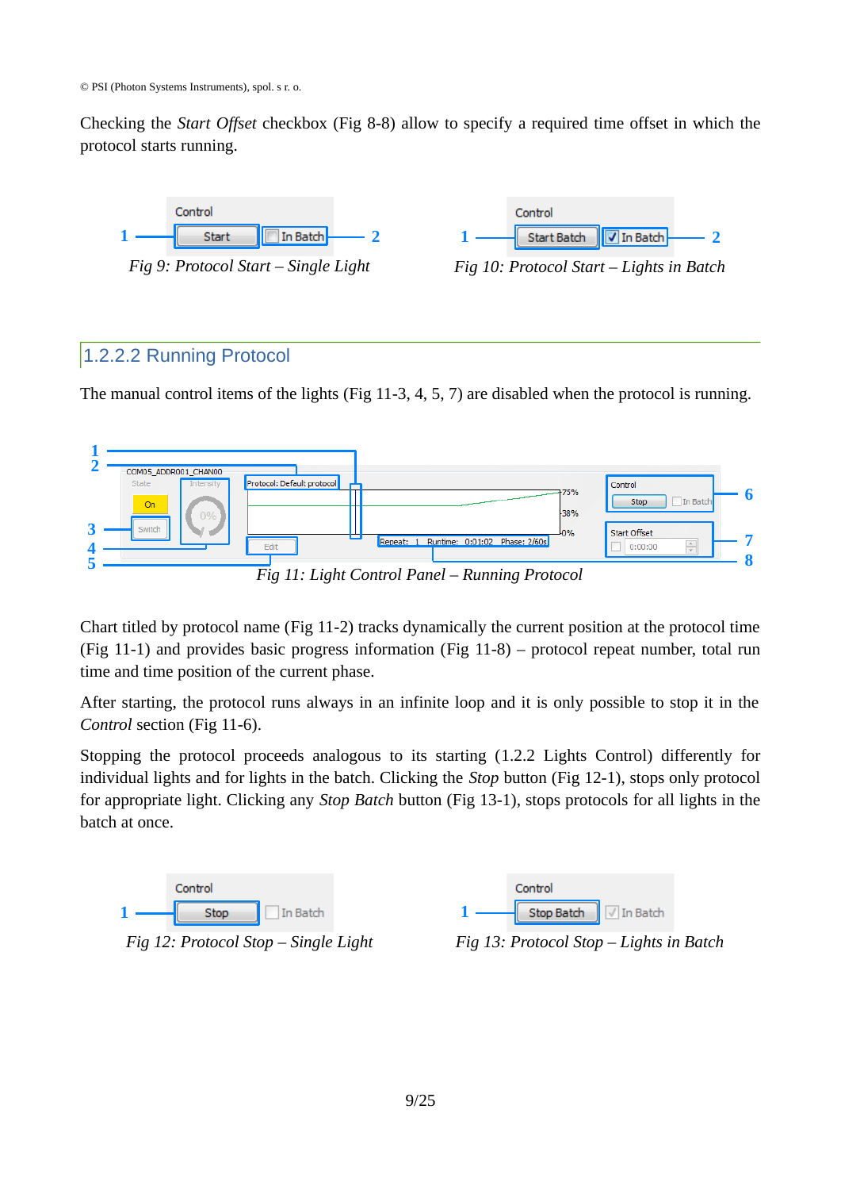Checking the *Start Offset* checkbox (Fig 8-8) allow to specify a required time offset in which the protocol starts running.

*Fig 9: Protocol Start – Single Light*

*Fig 10: Protocol Start – Lights in Batch*

### 1.2.2.2 Running Protocol

The manual control items of the lights (Fig 11-3, 4, 5, 7) are disabled when the protocol is running.

*Fig 11: Light Control Panel – Running Protocol*

Chart titled by protocol name (Fig 11-2) tracks dynamically the current position at the protocol time (Fig 11-1) and provides basic progress information (Fig 11-8) – protocol repeat number, total run time and time position of the current phase.

After starting, the protocol runs always in an infinite loop and it is only possible to stop it in the *Control* section (Fig 11-6).

Stopping the protocol proceeds analogous to its starting (1.2.2 Lights Control) differently for individual lights and for lights in the batch. Clicking the *Stop* button (Fig 12-1), stops only protocol for appropriate light. Clicking any *Stop Batch* button (Fig 13-1), stops protocols for all lights in the batch at once.

*Fig 12: Protocol Stop – Single Light*

*Fig 13: Protocol Stop – Lights in Batch*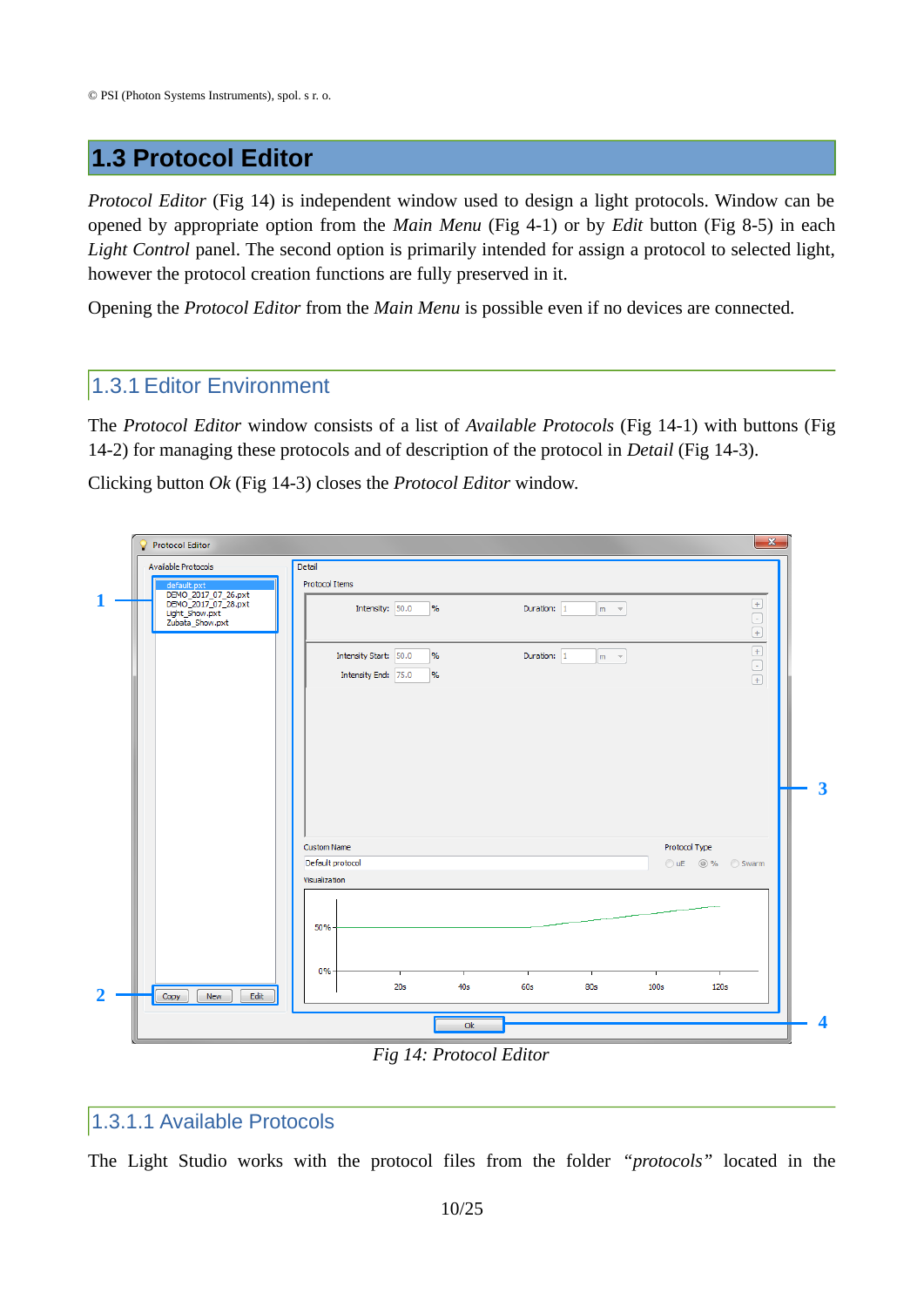## 1.3 Protocol Editor

*Protocol Editor* (Fig 14) is independent window used to design a light protocols. Window can be opened by appropriate option from the *Main Menu* (Fig 4-1) or by *Edit* button (Fig 8-5) in each *Light Control* panel. The second option is primarily intended for assign a protocol to selected light, however the protocol creation functions are fully preserved in it.

Opening the *Protocol Editor* from the *Main Menu* is possible even if no devices are connected.

### 1.3.1 Editor Environment

The *Protocol Editor* window consists of a list of *Available Protocols* (Fig 14-1) with buttons (Fig 14-2) for managing these protocols and of description of the protocol in *Detail* (Fig 14-3).

Clicking button *Ok* (Fig 14-3) closes the *Protocol Editor* window.

*Fig 14: Protocol Editor*

#### 1.3.1.1 Available Protocols

The Light Studio works with the protocol files from the folder *"protocols"* located in the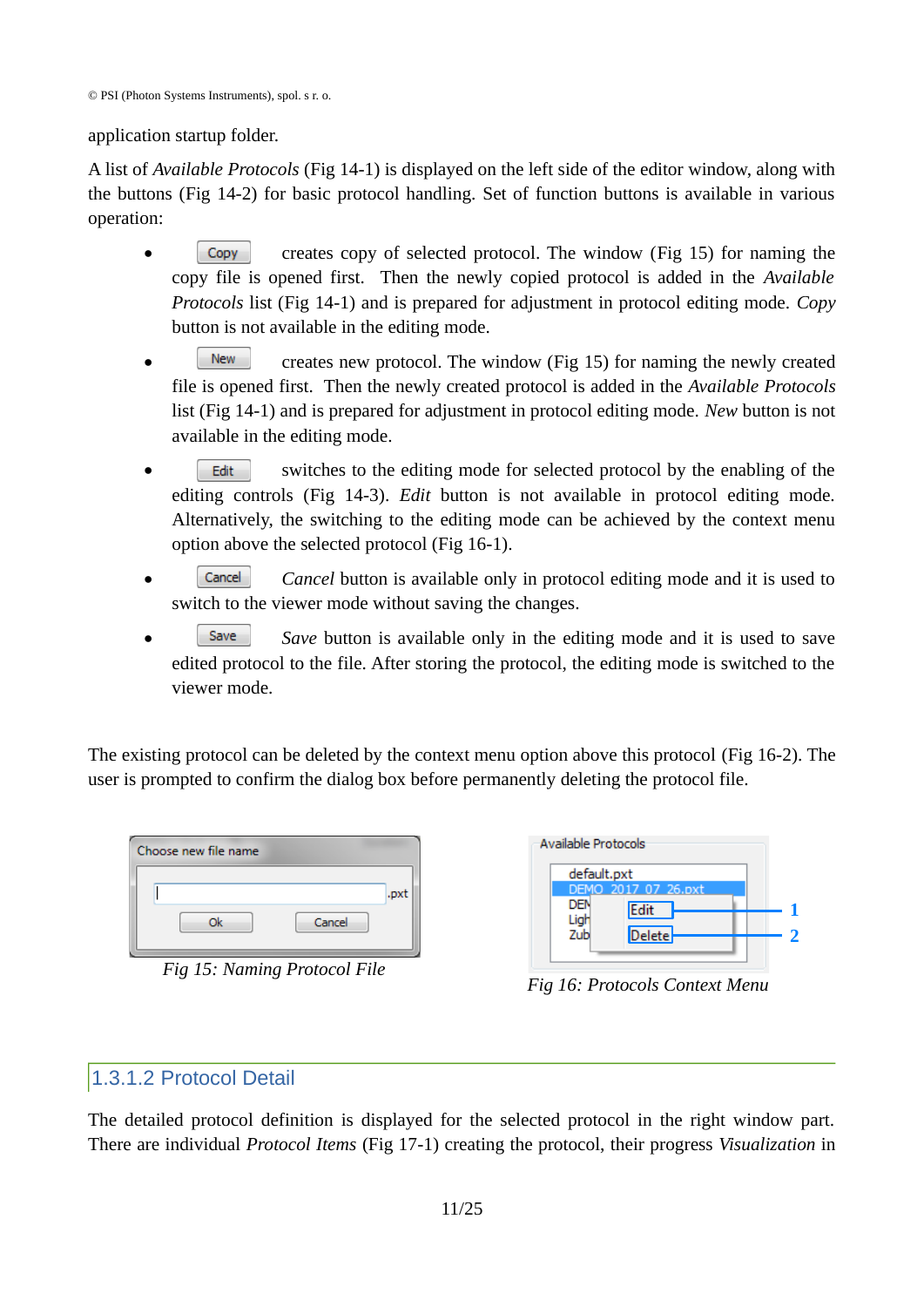application startup folder.

A list of *Available Protocols* (Fig 14-1) is displayed on the left side of the editor window, along with the buttons (Fig 14-2) for basic protocol handling. Set of function buttons is available in various operation:

- Copy creates copy of selected protocol. The window (Fig 15) for naming the copy file is opened first. Then the newly copied protocol is added in the *Available Protocols* list (Fig 14-1) and is prepared for adjustment in protocol editing mode. *Copy* button is not available in the editing mode.
- New creates new protocol. The window (Fig 15) for naming the newly created file is opened first. Then the newly created protocol is added in the *Available Protocols* list (Fig 14-1) and is prepared for adjustment in protocol editing mode. *New* button is not available in the editing mode.
- Edit switches to the editing mode for selected protocol by the enabling of the editing controls (Fig 14-3). *Edit* button is not available in protocol editing mode. Alternatively, the switching to the editing mode can be achieved by the context menu option above the selected protocol (Fig 16-1).
- Cancel *Cancel* button is available only in protocol editing mode and it is used to switch to the viewer mode without saving the changes.
- Save *Save* button is available only in the editing mode and it is used to save edited protocol to the file. After storing the protocol, the editing mode is switched to the viewer mode.

The existing protocol can be deleted by the context menu option above this protocol (Fig 16-2). The user is prompted to confirm the dialog box before permanently deleting the protocol file.

*Fig 15: Naming Protocol File*

*Fig 16: Protocols Context Menu*

### 1.3.1.2 Protocol Detail

The detailed protocol definition is displayed for the selected protocol in the right window part. There are individual *Protocol Items* (Fig 17-1) creating the protocol, their progress *Visualization* in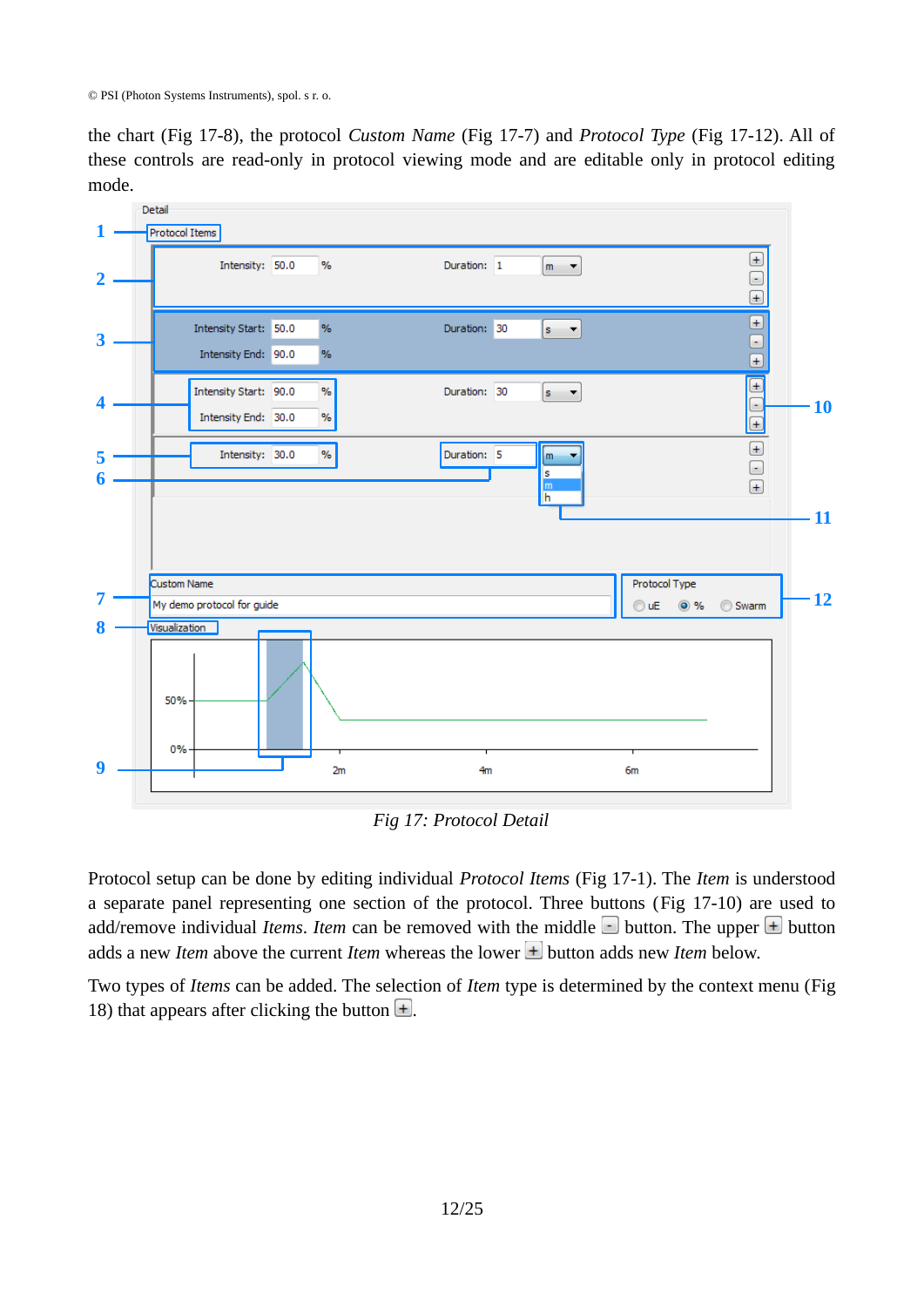the chart (Fig 17-8), the protocol *Custom Name* (Fig 17-7) and *Protocol Type* (Fig 17-12). All of these controls are read-only in protocol viewing mode and are editable only in protocol editing mode.

*Fig 17: Protocol Detail*

Protocol setup can be done by editing individual *Protocol Items* (Fig 17-1). The *Item* is understood a separate panel representing one section of the protocol. Three buttons (Fig 17-10) are used to add/remove individual *Items*. *Item* can be removed with the middle [-] button. The upper [+] button adds a new *Item* above the current *Item* whereas the lower [+] button adds new *Item* below.

Two types of *Items* can be added. The selection of *Item* type is determined by the context menu (Fig 18) that appears after clicking the button [+].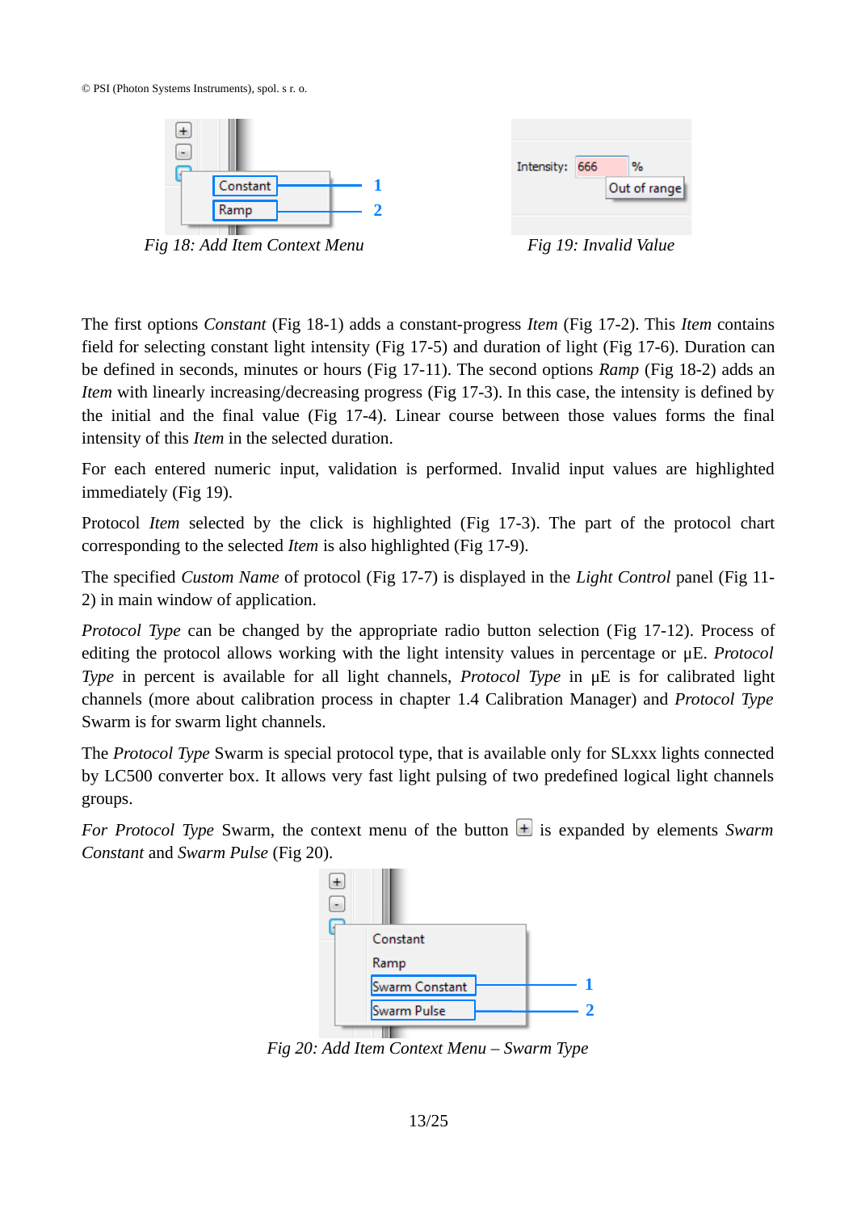Fig 18: Add Item Context Menu

Fig 19: Invalid Value

The first options *Constant* (Fig 18-1) adds a constant-progress *Item* (Fig 17-2). This *Item* contains field for selecting constant light intensity (Fig 17-5) and duration of light (Fig 17-6). Duration can be defined in seconds, minutes or hours (Fig 17-11). The second options *Ramp* (Fig 18-2) adds an *Item* with linearly increasing/decreasing progress (Fig 17-3). In this case, the intensity is defined by the initial and the final value (Fig 17-4). Linear course between those values forms the final intensity of this *Item* in the selected duration.

For each entered numeric input, validation is performed. Invalid input values are highlighted immediately (Fig 19).

Protocol *Item* selected by the click is highlighted (Fig 17-3). The part of the protocol chart corresponding to the selected *Item* is also highlighted (Fig 17-9).

The specified *Custom Name* of protocol (Fig 17-7) is displayed in the *Light Control* panel (Fig 11-2) in main window of application.

*Protocol Type* can be changed by the appropriate radio button selection (Fig 17-12). Process of editing the protocol allows working with the light intensity values in percentage or μE. *Protocol Type* in percent is available for all light channels, *Protocol Type* in μE is for calibrated light channels (more about calibration process in chapter 1.4 Calibration Manager) and *Protocol Type* Swarm is for swarm light channels.

The *Protocol Type* Swarm is special protocol type, that is available only for SLxxx lights connected by LC500 converter box. It allows very fast light pulsing of two predefined logical light channels groups.

*For Protocol Type* Swarm, the context menu of the button [+] is expanded by elements *Swarm Constant* and *Swarm Pulse* (Fig 20).

Fig 20: Add Item Context Menu – Swarm Type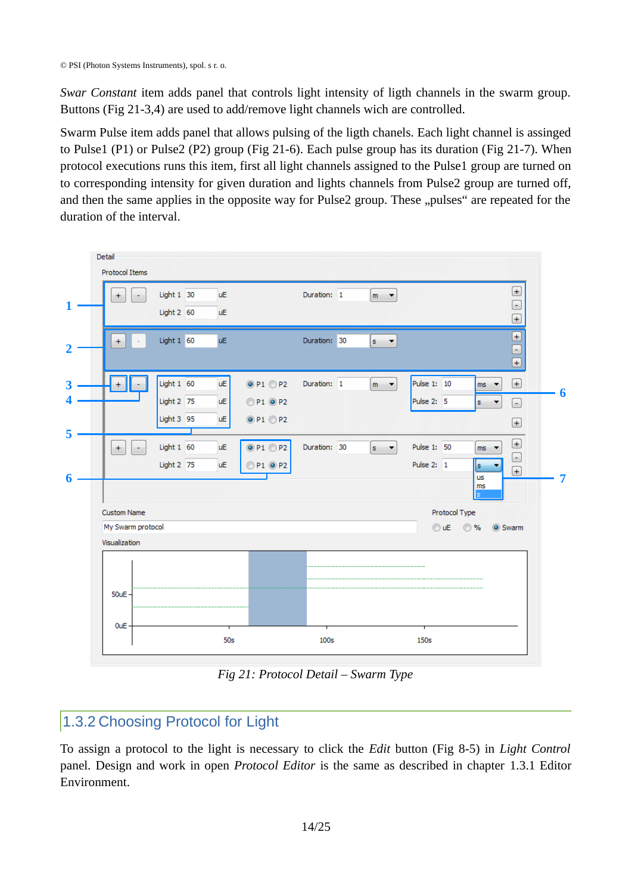*Swar Constant* item adds panel that controls light intensity of ligth channels in the swarm group. Buttons (Fig 21-3,4) are used to add/remove light channels wich are controlled.

Swarm Pulse item adds panel that allows pulsing of the ligth chanels. Each light channel is assinged to Pulse1 (P1) or Pulse2 (P2) group (Fig 21-6). Each pulse group has its duration (Fig 21-7). When protocol executions runs this item, first all light channels assigned to the Pulse1 group are turned on to corresponding intensity for given duration and lights channels from Pulse2 group are turned off, and then the same applies in the opposite way for Pulse2 group. These „pulses" are repeated for the duration of the interval.

*Fig 21: Protocol Detail – Swarm Type*

## 1.3.2 Choosing Protocol for Light

To assign a protocol to the light is necessary to click the *Edit* button (Fig 8-5) in *Light Control* panel. Design and work in open *Protocol Editor* is the same as described in chapter 1.3.1 Editor Environment.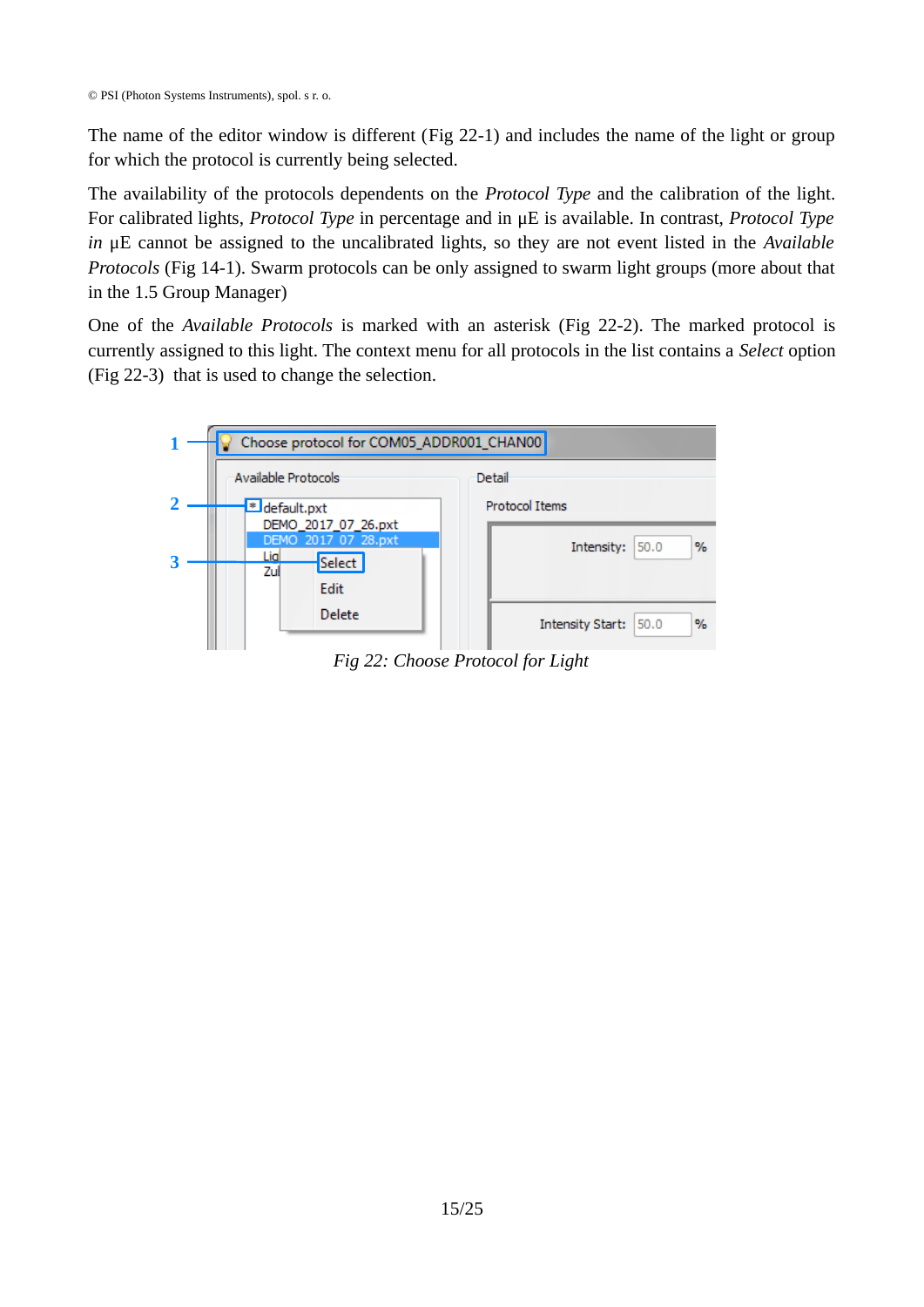The name of the editor window is different (Fig 22-1) and includes the name of the light or group for which the protocol is currently being selected.

The availability of the protocols dependents on the *Protocol Type* and the calibration of the light. For calibrated lights, *Protocol Type* in percentage and in μE is available. In contrast, *Protocol Type in* μE cannot be assigned to the uncalibrated lights, so they are not event listed in the *Available Protocols* (Fig 14-1). Swarm protocols can be only assigned to swarm light groups (more about that in the 1.5 Group Manager)

One of the *Available Protocols* is marked with an asterisk (Fig 22-2). The marked protocol is currently assigned to this light. The context menu for all protocols in the list contains a *Select* option (Fig 22-3) that is used to change the selection.

*Fig 22: Choose Protocol for Light*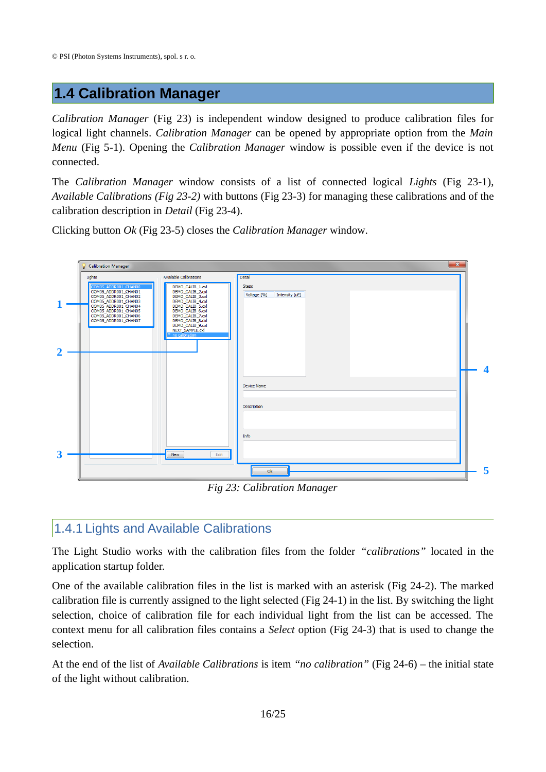## 1.4 Calibration Manager

*Calibration Manager* (Fig 23) is independent window designed to produce calibration files for logical light channels. *Calibration Manager* can be opened by appropriate option from the *Main Menu* (Fig 5-1). Opening the *Calibration Manager* window is possible even if the device is not connected.

The *Calibration Manager* window consists of a list of connected logical *Lights* (Fig 23-1), *Available Calibrations (Fig 23-2)* with buttons (Fig 23-3) for managing these calibrations and of the calibration description in *Detail* (Fig 23-4).

Clicking button *Ok* (Fig 23-5) closes the *Calibration Manager* window.

*Fig 23: Calibration Manager*

### 1.4.1 Lights and Available Calibrations

The Light Studio works with the calibration files from the folder *"calibrations"* located in the application startup folder.

One of the available calibration files in the list is marked with an asterisk (Fig 24-2). The marked calibration file is currently assigned to the light selected (Fig 24-1) in the list. By switching the light selection, choice of calibration file for each individual light from the list can be accessed. The context menu for all calibration files contains a *Select* option (Fig 24-3) that is used to change the selection.

At the end of the list of *Available Calibrations* is item *"no calibration"* (Fig 24-6) – the initial state of the light without calibration.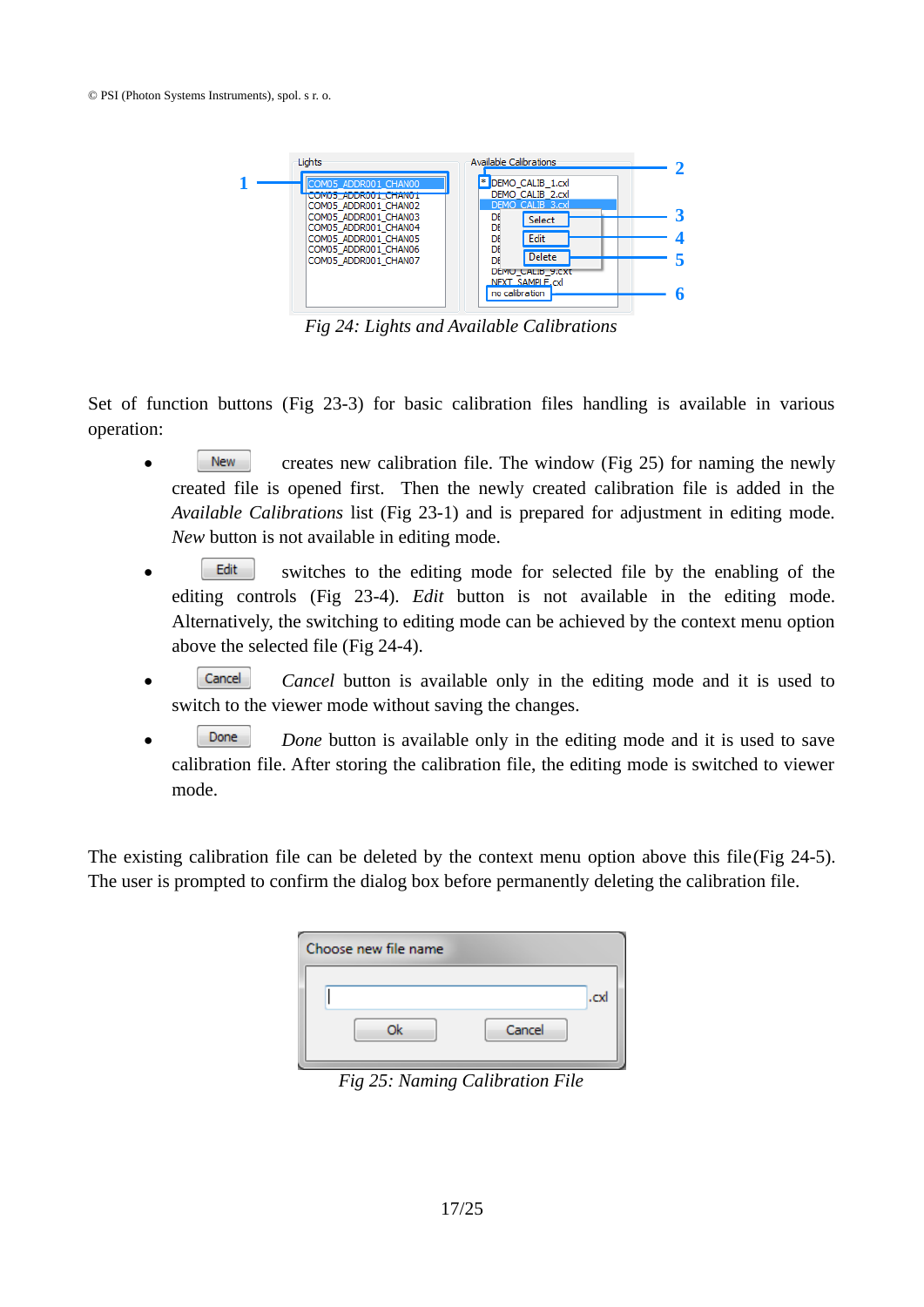*Fig 24: Lights and Available Calibrations*

Set of function buttons (Fig 23-3) for basic calibration files handling is available in various operation:

- New creates new calibration file. The window (Fig 25) for naming the newly created file is opened first. Then the newly created calibration file is added in the *Available Calibrations* list (Fig 23-1) and is prepared for adjustment in editing mode. *New* button is not available in editing mode.
- Edit switches to the editing mode for selected file by the enabling of the editing controls (Fig 23-4). *Edit* button is not available in the editing mode. Alternatively, the switching to editing mode can be achieved by the context menu option above the selected file (Fig 24-4).
- Cancel *Cancel* button is available only in the editing mode and it is used to switch to the viewer mode without saving the changes.
- Done *Done* button is available only in the editing mode and it is used to save calibration file. After storing the calibration file, the editing mode is switched to viewer mode.

The existing calibration file can be deleted by the context menu option above this file(Fig 24-5). The user is prompted to confirm the dialog box before permanently deleting the calibration file.

*Fig 25: Naming Calibration File*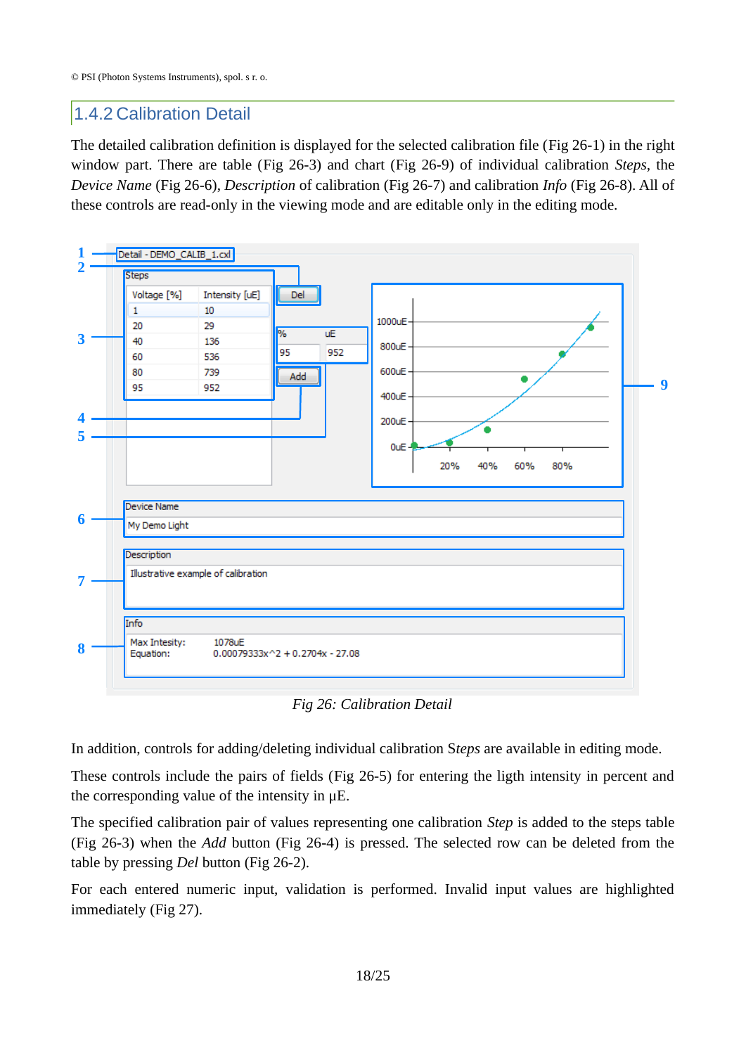## 1.4.2 Calibration Detail

The detailed calibration definition is displayed for the selected calibration file (Fig 26-1) in the right window part. There are table (Fig 26-3) and chart (Fig 26-9) of individual calibration *Steps*, the *Device Name* (Fig 26-6), *Description* of calibration (Fig 26-7) and calibration *Info* (Fig 26-8). All of these controls are read-only in the viewing mode and are editable only in the editing mode.

*Fig 26: Calibration Detail*

In addition, controls for adding/deleting individual calibration S*teps* are available in editing mode.

These controls include the pairs of fields (Fig 26-5) for entering the ligth intensity in percent and the corresponding value of the intensity in μE.

The specified calibration pair of values representing one calibration *Step* is added to the steps table (Fig 26-3) when the *Add* button (Fig 26-4) is pressed. The selected row can be deleted from the table by pressing *Del* button (Fig 26-2).

For each entered numeric input, validation is performed. Invalid input values are highlighted immediately (Fig 27).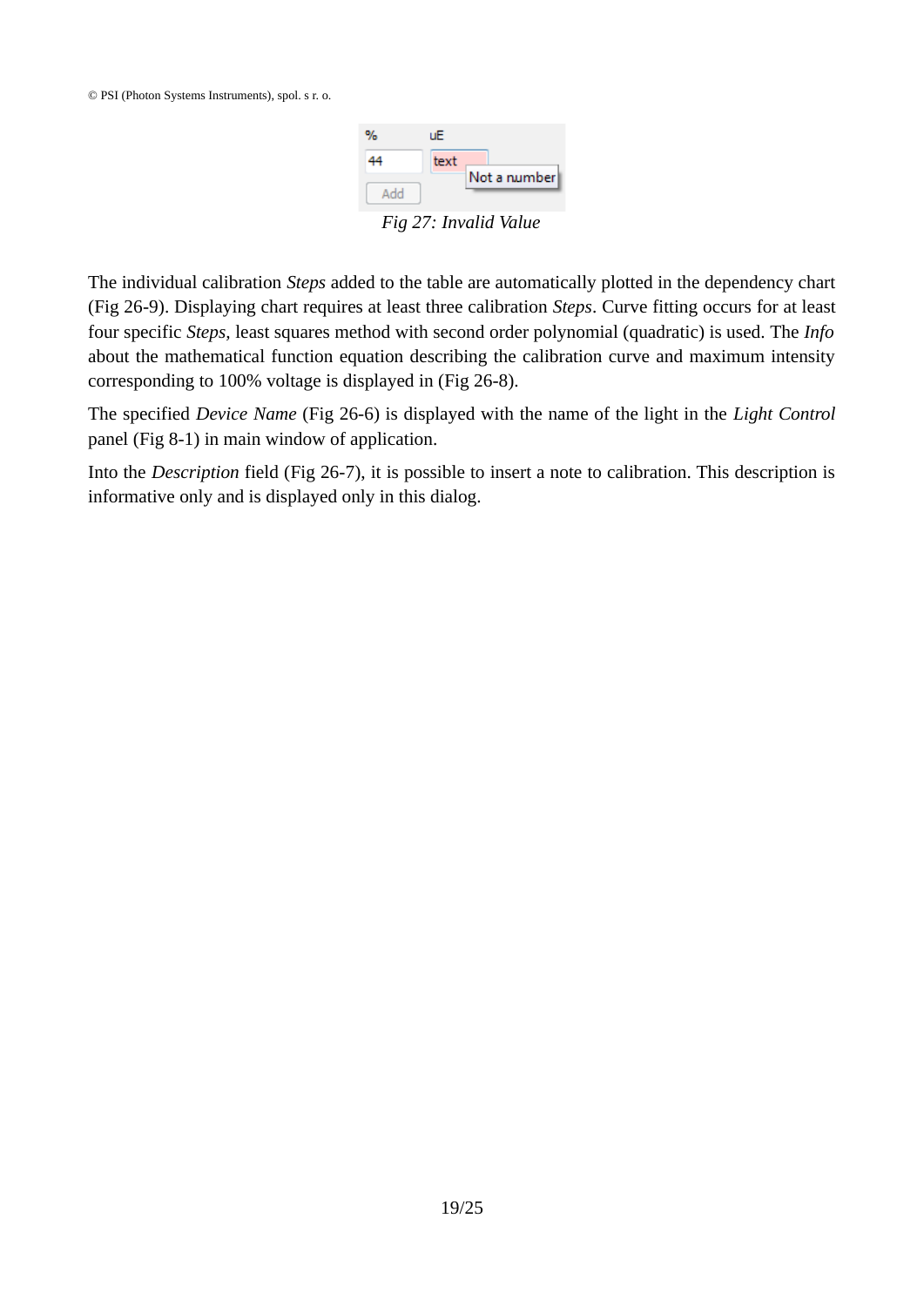*Fig 27: Invalid Value*

The individual calibration *Steps* added to the table are automatically plotted in the dependency chart (Fig 26-9). Displaying chart requires at least three calibration *Steps*. Curve fitting occurs for at least four specific *Steps,* least squares method with second order polynomial (quadratic) is used. The *Info* about the mathematical function equation describing the calibration curve and maximum intensity corresponding to 100% voltage is displayed in (Fig 26-8).

The specified *Device Name* (Fig 26-6) is displayed with the name of the light in the *Light Control* panel (Fig 8-1) in main window of application.

Into the *Description* field (Fig 26-7), it is possible to insert a note to calibration. This description is informative only and is displayed only in this dialog.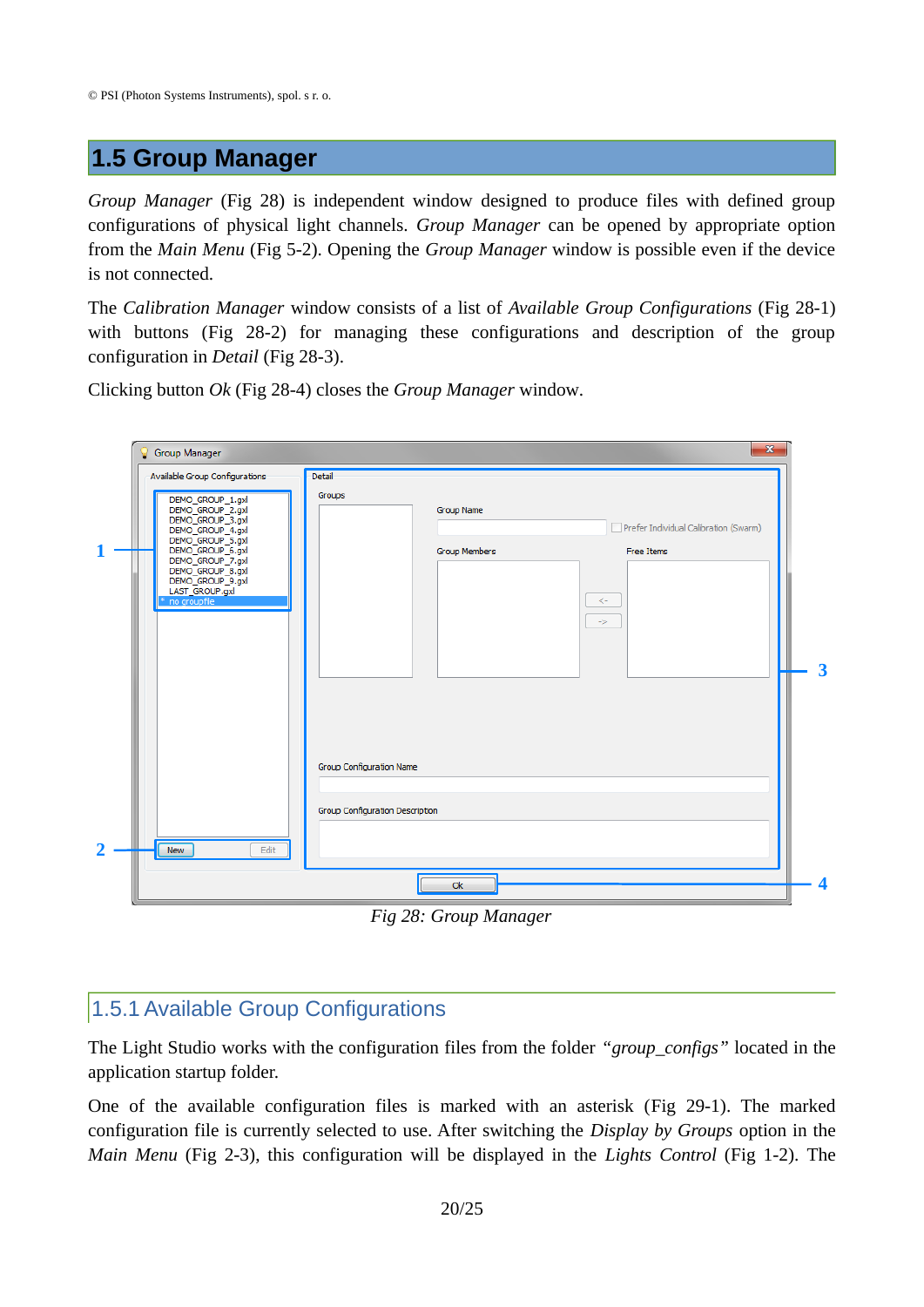## 1.5 Group Manager

*Group Manager* (Fig 28) is independent window designed to produce files with defined group configurations of physical light channels. *Group Manager* can be opened by appropriate option from the *Main Menu* (Fig 5-2). Opening the *Group Manager* window is possible even if the device is not connected.

The *Calibration Manager* window consists of a list of *Available Group Configurations* (Fig 28-1) with buttons (Fig 28-2) for managing these configurations and description of the group configuration in *Detail* (Fig 28-3).

Clicking button *Ok* (Fig 28-4) closes the *Group Manager* window.

*Fig 28: Group Manager*

### 1.5.1 Available Group Configurations

The Light Studio works with the configuration files from the folder *"group_configs"* located in the application startup folder.

One of the available configuration files is marked with an asterisk (Fig 29-1). The marked configuration file is currently selected to use. After switching the *Display by Groups* option in the *Main Menu* (Fig 2-3), this configuration will be displayed in the *Lights Control* (Fig 1-2). The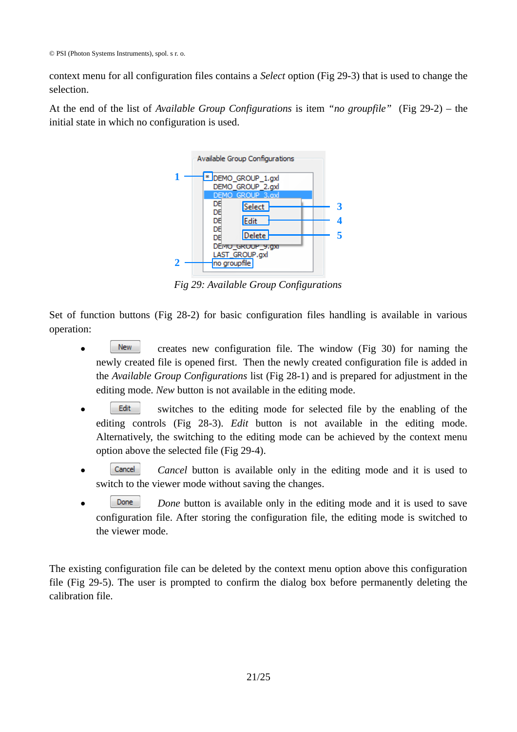context menu for all configuration files contains a *Select* option (Fig 29-3) that is used to change the selection.

At the end of the list of *Available Group Configurations* is item *"no groupfile"* (Fig 29-2) – the initial state in which no configuration is used.

*Fig 29: Available Group Configurations*

Set of function buttons (Fig 28-2) for basic configuration files handling is available in various operation:

- New creates new configuration file. The window (Fig 30) for naming the newly created file is opened first. Then the newly created configuration file is added in the *Available Group Configurations* list (Fig 28-1) and is prepared for adjustment in the editing mode. *New* button is not available in the editing mode.
- Edit switches to the editing mode for selected file by the enabling of the editing controls (Fig 28-3). *Edit* button is not available in the editing mode. Alternatively, the switching to the editing mode can be achieved by the context menu option above the selected file (Fig 29-4).
- Cancel *Cancel* button is available only in the editing mode and it is used to switch to the viewer mode without saving the changes.
- Done *Done* button is available only in the editing mode and it is used to save configuration file. After storing the configuration file, the editing mode is switched to the viewer mode.

The existing configuration file can be deleted by the context menu option above this configuration file (Fig 29-5). The user is prompted to confirm the dialog box before permanently deleting the calibration file.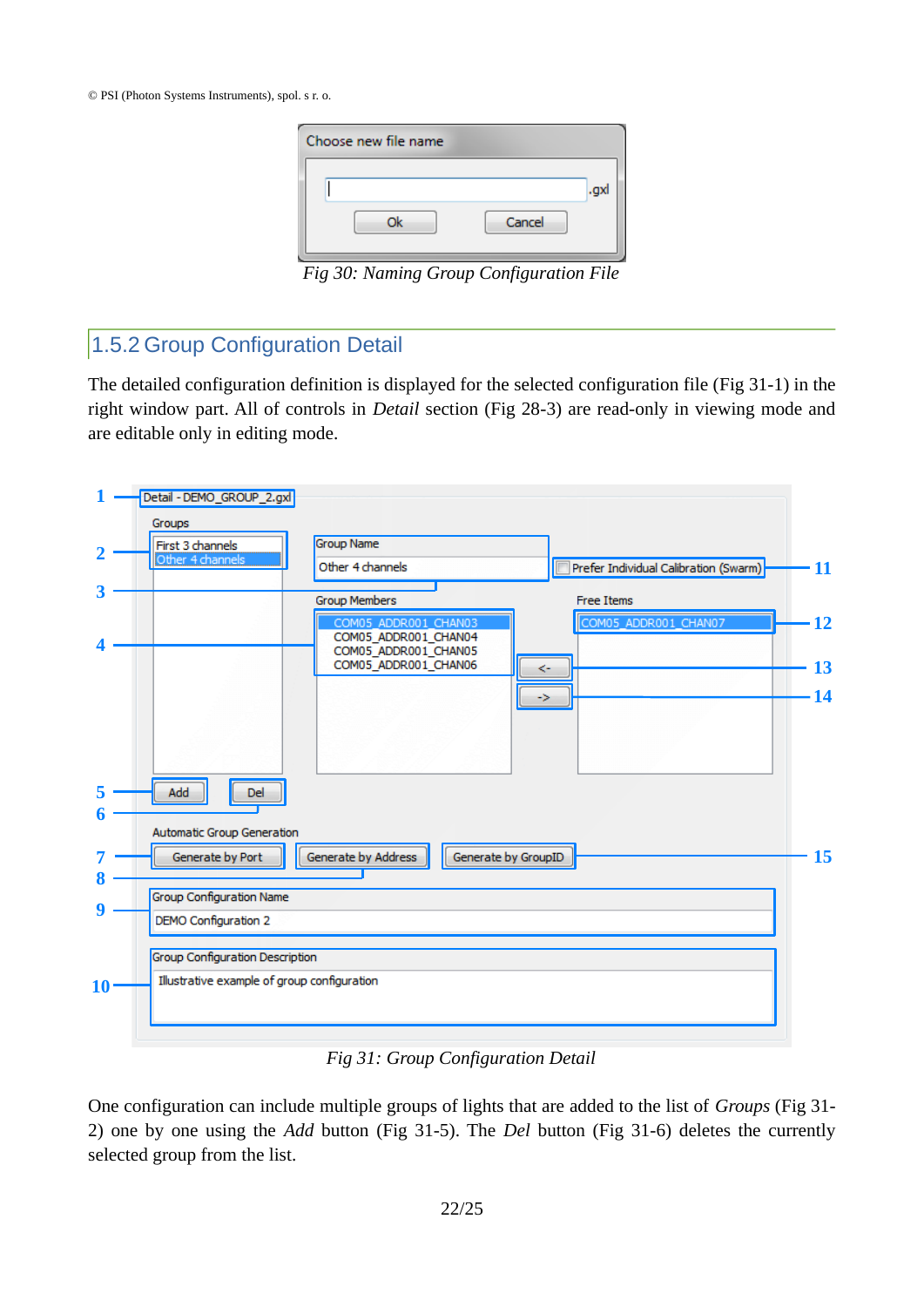Fig 30: Naming Group Configuration File

## 1.5.2 Group Configuration Detail

The detailed configuration definition is displayed for the selected configuration file (Fig 31-1) in the right window part. All of controls in *Detail* section (Fig 28-3) are read-only in viewing mode and are editable only in editing mode.

Fig 31: Group Configuration Detail

One configuration can include multiple groups of lights that are added to the list of *Groups* (Fig 31-2) one by one using the *Add* button (Fig 31-5). The *Del* button (Fig 31-6) deletes the currently selected group from the list.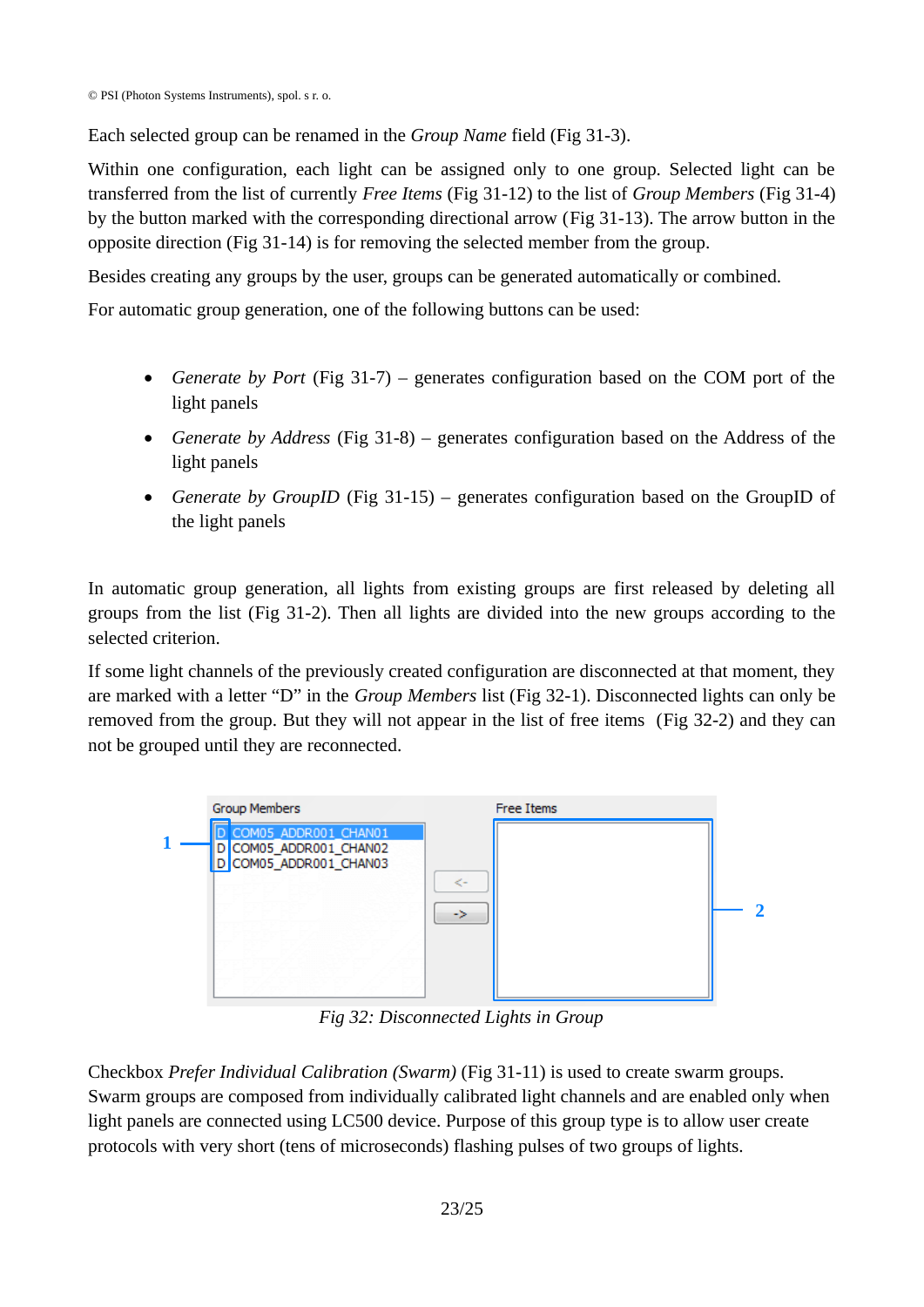Each selected group can be renamed in the *Group Name* field (Fig 31-3).

Within one configuration, each light can be assigned only to one group. Selected light can be transferred from the list of currently *Free Items* (Fig 31-12) to the list of *Group Members* (Fig 31-4) by the button marked with the corresponding directional arrow (Fig 31-13). The arrow button in the opposite direction (Fig 31-14) is for removing the selected member from the group.

Besides creating any groups by the user, groups can be generated automatically or combined.

For automatic group generation, one of the following buttons can be used:

- *Generate by Port* (Fig 31-7) – generates configuration based on the COM port of the light panels
- *Generate by Address* (Fig 31-8) – generates configuration based on the Address of the light panels
- *Generate by GroupID* (Fig 31-15) – generates configuration based on the GroupID of the light panels

In automatic group generation, all lights from existing groups are first released by deleting all groups from the list (Fig 31-2). Then all lights are divided into the new groups according to the selected criterion.

If some light channels of the previously created configuration are disconnected at that moment, they are marked with a letter "D" in the *Group Members* list (Fig 32-1). Disconnected lights can only be removed from the group. But they will not appear in the list of free items (Fig 32-2) and they can not be grouped until they are reconnected.

*Fig 32: Disconnected Lights in Group*

Checkbox *Prefer Individual Calibration (Swarm)* (Fig 31-11) is used to create swarm groups. Swarm groups are composed from individually calibrated light channels and are enabled only when light panels are connected using LC500 device. Purpose of this group type is to allow user create protocols with very short (tens of microseconds) flashing pulses of two groups of lights.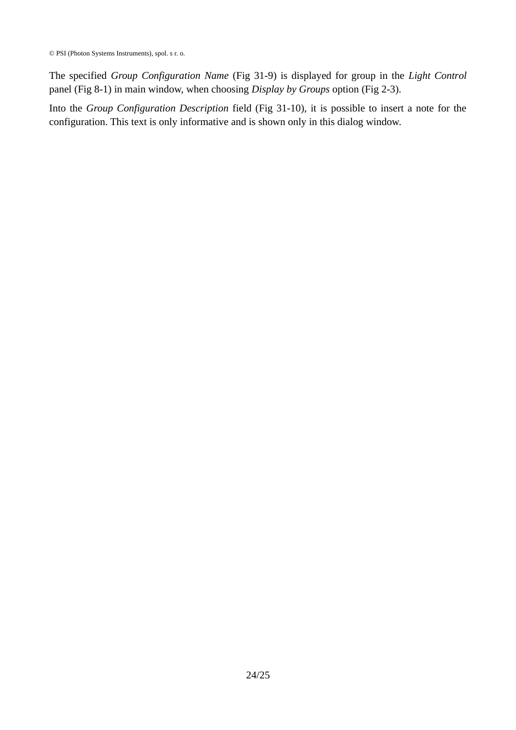The specified *Group Configuration Name* (Fig 31-9) is displayed for group in the *Light Control* panel (Fig 8-1) in main window, when choosing *Display by Groups* option (Fig 2-3).

Into the *Group Configuration Description* field (Fig 31-10), it is possible to insert a note for the configuration. This text is only informative and is shown only in this dialog window.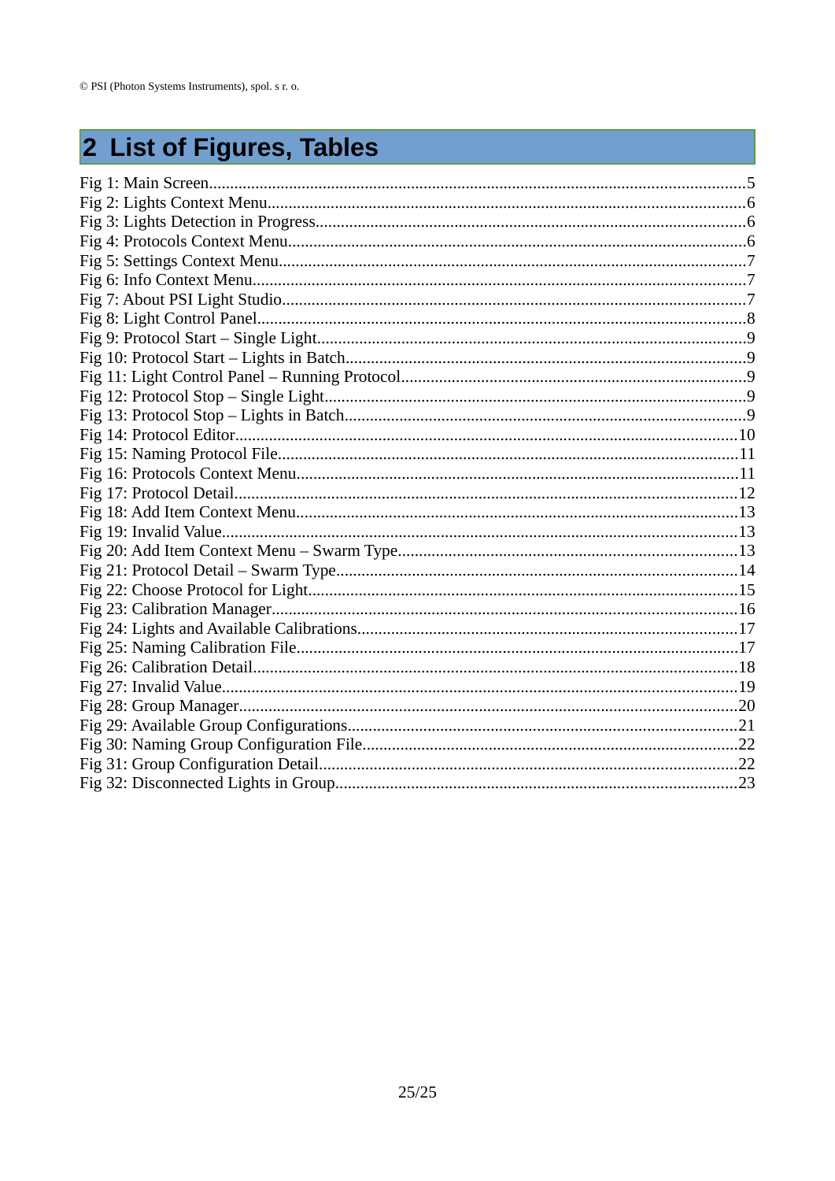## 2 List of Figures, Tables

Fig 1: Main Screen....5
Fig 2: Lights Context Menu....6
Fig 3: Lights Detection in Progress....6
Fig 4: Protocols Context Menu....6
Fig 5: Settings Context Menu....7
Fig 6: Info Context Menu....7
Fig 7: About PSI Light Studio....7
Fig 8: Light Control Panel....8
Fig 9: Protocol Start – Single Light....9
Fig 10: Protocol Start – Lights in Batch....9
Fig 11: Light Control Panel – Running Protocol....9
Fig 12: Protocol Stop – Single Light....9
Fig 13: Protocol Stop – Lights in Batch....9
Fig 14: Protocol Editor....10
Fig 15: Naming Protocol File....11
Fig 16: Protocols Context Menu....11
Fig 17: Protocol Detail....12
Fig 18: Add Item Context Menu....13
Fig 19: Invalid Value....13
Fig 20: Add Item Context Menu – Swarm Type....13
Fig 21: Protocol Detail – Swarm Type....14
Fig 22: Choose Protocol for Light....15
Fig 23: Calibration Manager....16
Fig 24: Lights and Available Calibrations....17
Fig 25: Naming Calibration File....17
Fig 26: Calibration Detail....18
Fig 27: Invalid Value....19
Fig 28: Group Manager....20
Fig 29: Available Group Configurations....21
Fig 30: Naming Group Configuration File....22
Fig 31: Group Configuration Detail....22
Fig 32: Disconnected Lights in Group....23